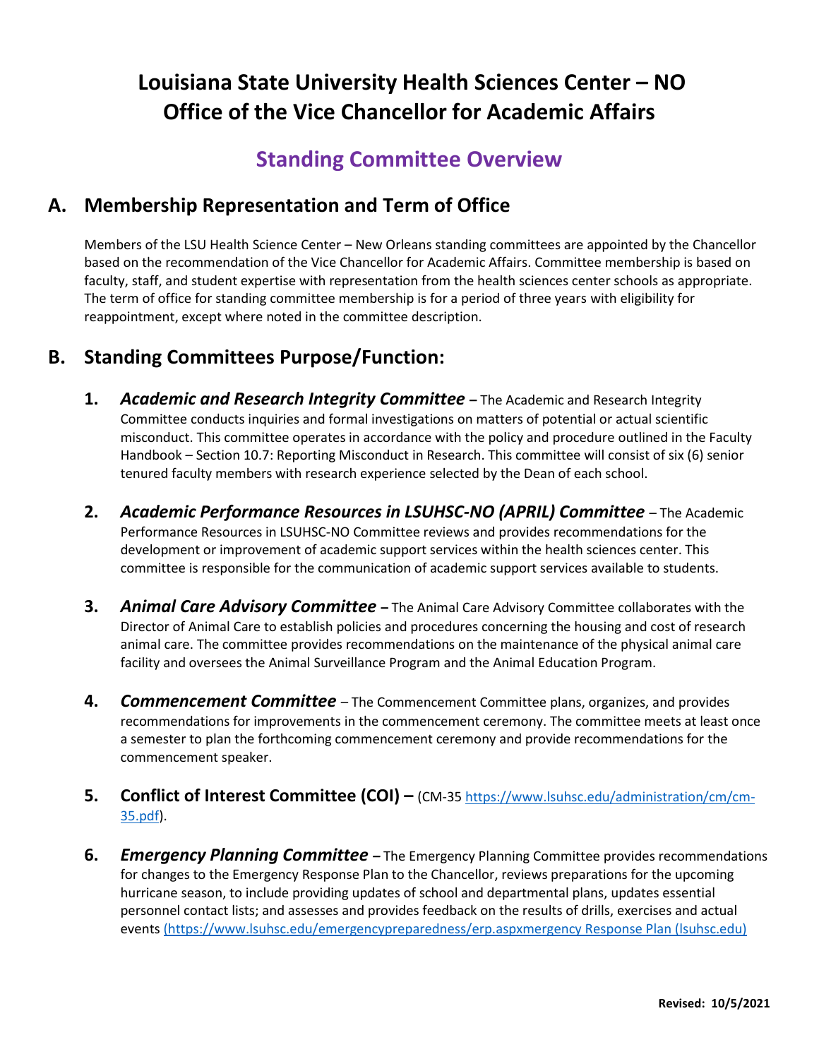# Louisiana State University Health Sciences Center – NO
# Office of the Vice Chancellor for Academic Affairs

## Standing Committee Overview

## A. Membership Representation and Term of Office

Members of the LSU Health Science Center – New Orleans standing committees are appointed by the Chancellor based on the recommendation of the Vice Chancellor for Academic Affairs. Committee membership is based on faculty, staff, and student expertise with representation from the health sciences center schools as appropriate. The term of office for standing committee membership is for a period of three years with eligibility for reappointment, except where noted in the committee description.

## B. Standing Committees Purpose/Function:

1. ***Academic and Research Integrity Committee*** **–** The Academic and Research Integrity Committee conducts inquiries and formal investigations on matters of potential or actual scientific misconduct. This committee operates in accordance with the policy and procedure outlined in the Faculty Handbook – Section 10.7: Reporting Misconduct in Research. This committee will consist of six (6) senior tenured faculty members with research experience selected by the Dean of each school.

2. ***Academic Performance Resources in LSUHSC-NO (APRIL) Committee*** – The Academic Performance Resources in LSUHSC-NO Committee reviews and provides recommendations for the development or improvement of academic support services within the health sciences center. This committee is responsible for the communication of academic support services available to students.

3. ***Animal Care Advisory Committee*** **–** The Animal Care Advisory Committee collaborates with the Director of Animal Care to establish policies and procedures concerning the housing and cost of research animal care. The committee provides recommendations on the maintenance of the physical animal care facility and oversees the Animal Surveillance Program and the Animal Education Program.

4. ***Commencement Committee*** – The Commencement Committee plans, organizes, and provides recommendations for improvements in the commencement ceremony. The committee meets at least once a semester to plan the forthcoming commencement ceremony and provide recommendations for the commencement speaker.

5. **Conflict of Interest Committee (COI) –** (CM-35 https://www.lsuhsc.edu/administration/cm/cm-35.pdf).

6. ***Emergency Planning Committee*** **–** The Emergency Planning Committee provides recommendations for changes to the Emergency Response Plan to the Chancellor, reviews preparations for the upcoming hurricane season, to include providing updates of school and departmental plans, updates essential personnel contact lists; and assesses and provides feedback on the results of drills, exercises and actual events (https://www.lsuhsc.edu/emergencypreparedness/erp.aspxmergency Response Plan (lsuhsc.edu)

**Revised: 10/5/2021**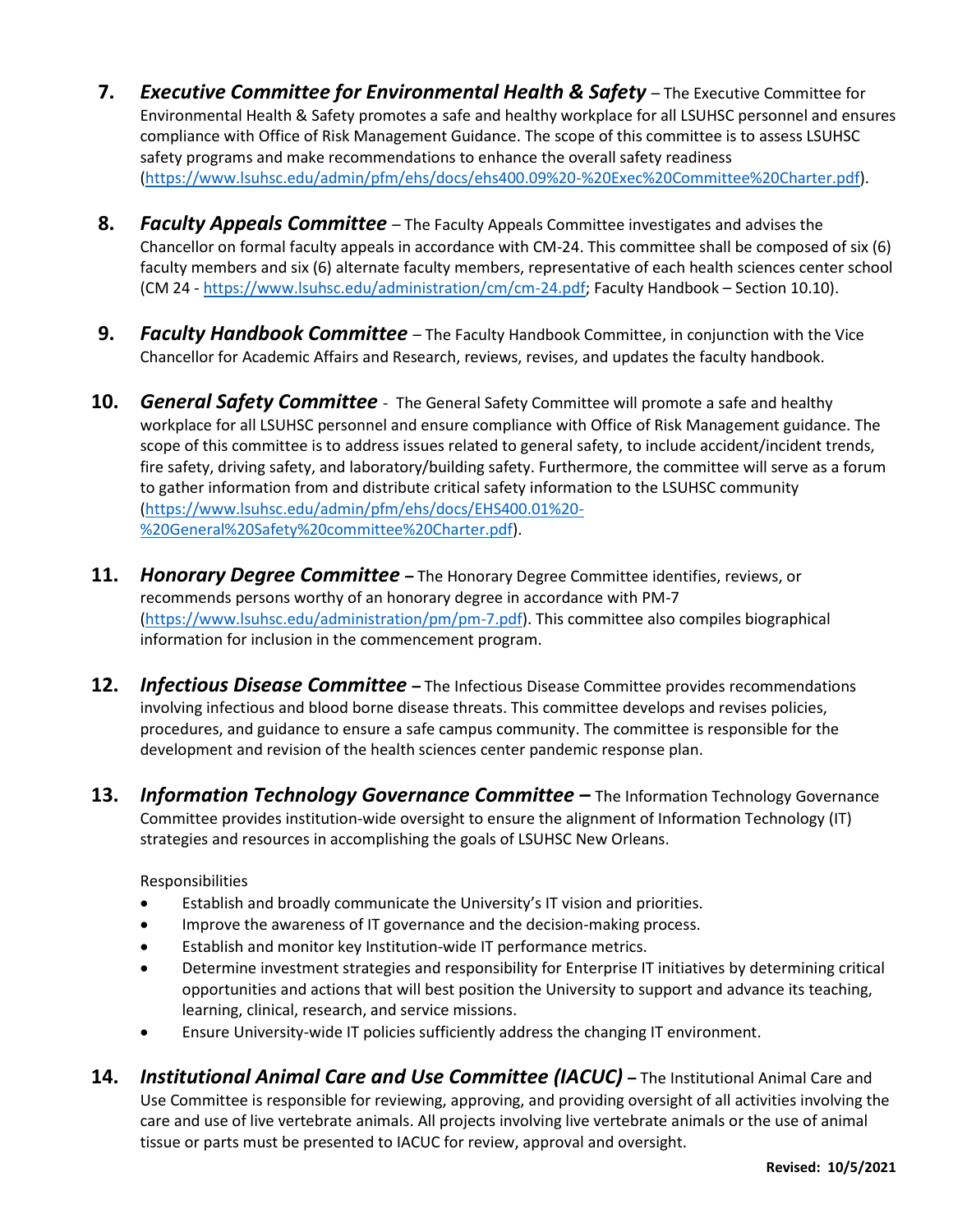7. ***Executive Committee for Environmental Health & Safety*** – The Executive Committee for Environmental Health & Safety promotes a safe and healthy workplace for all LSUHSC personnel and ensures compliance with Office of Risk Management Guidance. The scope of this committee is to assess LSUHSC safety programs and make recommendations to enhance the overall safety readiness (https://www.lsuhsc.edu/admin/pfm/ehs/docs/ehs400.09%20-%20Exec%20Committee%20Charter.pdf).

8. ***Faculty Appeals Committee*** – The Faculty Appeals Committee investigates and advises the Chancellor on formal faculty appeals in accordance with CM-24. This committee shall be composed of six (6) faculty members and six (6) alternate faculty members, representative of each health sciences center school (CM 24 - https://www.lsuhsc.edu/administration/cm/cm-24.pdf; Faculty Handbook – Section 10.10).

9. ***Faculty Handbook Committee*** – The Faculty Handbook Committee, in conjunction with the Vice Chancellor for Academic Affairs and Research, reviews, revises, and updates the faculty handbook.

10. ***General Safety Committee*** - The General Safety Committee will promote a safe and healthy workplace for all LSUHSC personnel and ensure compliance with Office of Risk Management guidance. The scope of this committee is to address issues related to general safety, to include accident/incident trends, fire safety, driving safety, and laboratory/building safety. Furthermore, the committee will serve as a forum to gather information from and distribute critical safety information to the LSUHSC community (https://www.lsuhsc.edu/admin/pfm/ehs/docs/EHS400.01%20-%20General%20Safety%20committee%20Charter.pdf).

11. ***Honorary Degree Committee*** – The Honorary Degree Committee identifies, reviews, or recommends persons worthy of an honorary degree in accordance with PM-7 (https://www.lsuhsc.edu/administration/pm/pm-7.pdf). This committee also compiles biographical information for inclusion in the commencement program.

12. ***Infectious Disease Committee*** – The Infectious Disease Committee provides recommendations involving infectious and blood borne disease threats. This committee develops and revises policies, procedures, and guidance to ensure a safe campus community. The committee is responsible for the development and revision of the health sciences center pandemic response plan.

13. ***Information Technology Governance Committee*** – The Information Technology Governance Committee provides institution-wide oversight to ensure the alignment of Information Technology (IT) strategies and resources in accomplishing the goals of LSUHSC New Orleans.

    Responsibilities

    - Establish and broadly communicate the University's IT vision and priorities.
    - Improve the awareness of IT governance and the decision-making process.
    - Establish and monitor key Institution-wide IT performance metrics.
    - Determine investment strategies and responsibility for Enterprise IT initiatives by determining critical opportunities and actions that will best position the University to support and advance its teaching, learning, clinical, research, and service missions.
    - Ensure University-wide IT policies sufficiently address the changing IT environment.

14. ***Institutional Animal Care and Use Committee (IACUC)*** – The Institutional Animal Care and Use Committee is responsible for reviewing, approving, and providing oversight of all activities involving the care and use of live vertebrate animals. All projects involving live vertebrate animals or the use of animal tissue or parts must be presented to IACUC for review, approval and oversight.

**Revised: 10/5/2021**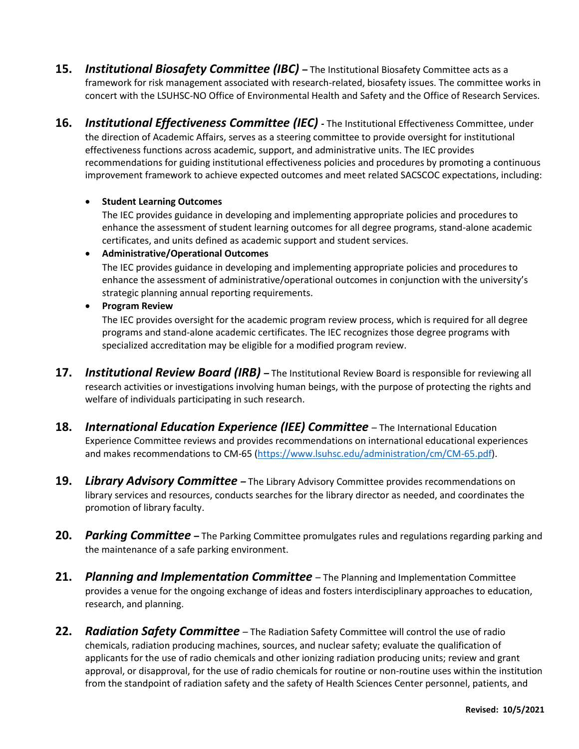15. ***Institutional Biosafety Committee (IBC)*** **–** The Institutional Biosafety Committee acts as a framework for risk management associated with research-related, biosafety issues. The committee works in concert with the LSUHSC-NO Office of Environmental Health and Safety and the Office of Research Services.

16. ***Institutional Effectiveness Committee (IEC)*** **-** The Institutional Effectiveness Committee, under the direction of Academic Affairs, serves as a steering committee to provide oversight for institutional effectiveness functions across academic, support, and administrative units. The IEC provides recommendations for guiding institutional effectiveness policies and procedures by promoting a continuous improvement framework to achieve expected outcomes and meet related SACSCOC expectations, including:

    - **Student Learning Outcomes**
      The IEC provides guidance in developing and implementing appropriate policies and procedures to enhance the assessment of student learning outcomes for all degree programs, stand-alone academic certificates, and units defined as academic support and student services.
    - **Administrative/Operational Outcomes**
      The IEC provides guidance in developing and implementing appropriate policies and procedures to enhance the assessment of administrative/operational outcomes in conjunction with the university's strategic planning annual reporting requirements.
    - **Program Review**
      The IEC provides oversight for the academic program review process, which is required for all degree programs and stand-alone academic certificates. The IEC recognizes those degree programs with specialized accreditation may be eligible for a modified program review.

17. ***Institutional Review Board (IRB)*** **–** The Institutional Review Board is responsible for reviewing all research activities or investigations involving human beings, with the purpose of protecting the rights and welfare of individuals participating in such research.

18. ***International Education Experience (IEE) Committee*** – The International Education Experience Committee reviews and provides recommendations on international educational experiences and makes recommendations to CM-65 ([https://www.lsuhsc.edu/administration/cm/CM-65.pdf](https://www.lsuhsc.edu/administration/cm/CM-65.pdf)).

19. ***Library Advisory Committee*** **–** The Library Advisory Committee provides recommendations on library services and resources, conducts searches for the library director as needed, and coordinates the promotion of library faculty.

20. ***Parking Committee*** **–** The Parking Committee promulgates rules and regulations regarding parking and the maintenance of a safe parking environment.

21. ***Planning and Implementation Committee*** – The Planning and Implementation Committee provides a venue for the ongoing exchange of ideas and fosters interdisciplinary approaches to education, research, and planning.

22. ***Radiation Safety Committee*** – The Radiation Safety Committee will control the use of radio chemicals, radiation producing machines, sources, and nuclear safety; evaluate the qualification of applicants for the use of radio chemicals and other ionizing radiation producing units; review and grant approval, or disapproval, for the use of radio chemicals for routine or non-routine uses within the institution from the standpoint of radiation safety and the safety of Health Sciences Center personnel, patients, and

**Revised: 10/5/2021**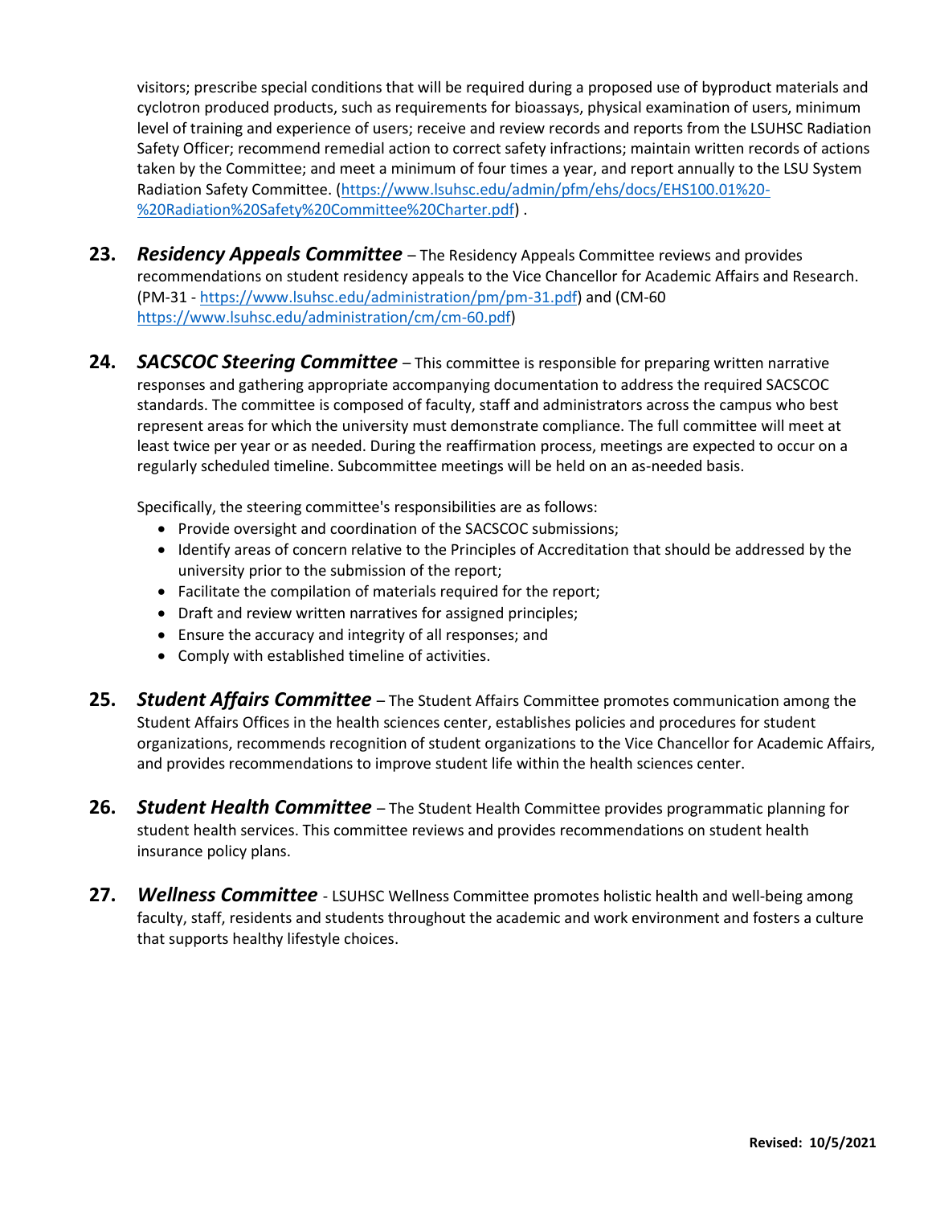visitors; prescribe special conditions that will be required during a proposed use of byproduct materials and cyclotron produced products, such as requirements for bioassays, physical examination of users, minimum level of training and experience of users; receive and review records and reports from the LSUHSC Radiation Safety Officer; recommend remedial action to correct safety infractions; maintain written records of actions taken by the Committee; and meet a minimum of four times a year, and report annually to the LSU System Radiation Safety Committee. (https://www.lsuhsc.edu/admin/pfm/ehs/docs/EHS100.01%20-%20Radiation%20Safety%20Committee%20Charter.pdf) .

**23.** ***Residency Appeals Committee*** – The Residency Appeals Committee reviews and provides recommendations on student residency appeals to the Vice Chancellor for Academic Affairs and Research. (PM-31 - https://www.lsuhsc.edu/administration/pm/pm-31.pdf) and (CM-60 https://www.lsuhsc.edu/administration/cm/cm-60.pdf)

**24.** ***SACSCOC Steering Committee*** – This committee is responsible for preparing written narrative responses and gathering appropriate accompanying documentation to address the required SACSCOC standards. The committee is composed of faculty, staff and administrators across the campus who best represent areas for which the university must demonstrate compliance. The full committee will meet at least twice per year or as needed. During the reaffirmation process, meetings are expected to occur on a regularly scheduled timeline. Subcommittee meetings will be held on an as-needed basis.

Specifically, the steering committee's responsibilities are as follows:

- Provide oversight and coordination of the SACSCOC submissions;
- Identify areas of concern relative to the Principles of Accreditation that should be addressed by the university prior to the submission of the report;
- Facilitate the compilation of materials required for the report;
- Draft and review written narratives for assigned principles;
- Ensure the accuracy and integrity of all responses; and
- Comply with established timeline of activities.

**25.** ***Student Affairs Committee*** – The Student Affairs Committee promotes communication among the Student Affairs Offices in the health sciences center, establishes policies and procedures for student organizations, recommends recognition of student organizations to the Vice Chancellor for Academic Affairs, and provides recommendations to improve student life within the health sciences center.

**26.** ***Student Health Committee*** – The Student Health Committee provides programmatic planning for student health services. This committee reviews and provides recommendations on student health insurance policy plans.

**27.** ***Wellness Committee*** - LSUHSC Wellness Committee promotes holistic health and well-being among faculty, staff, residents and students throughout the academic and work environment and fosters a culture that supports healthy lifestyle choices.

**Revised: 10/5/2021**